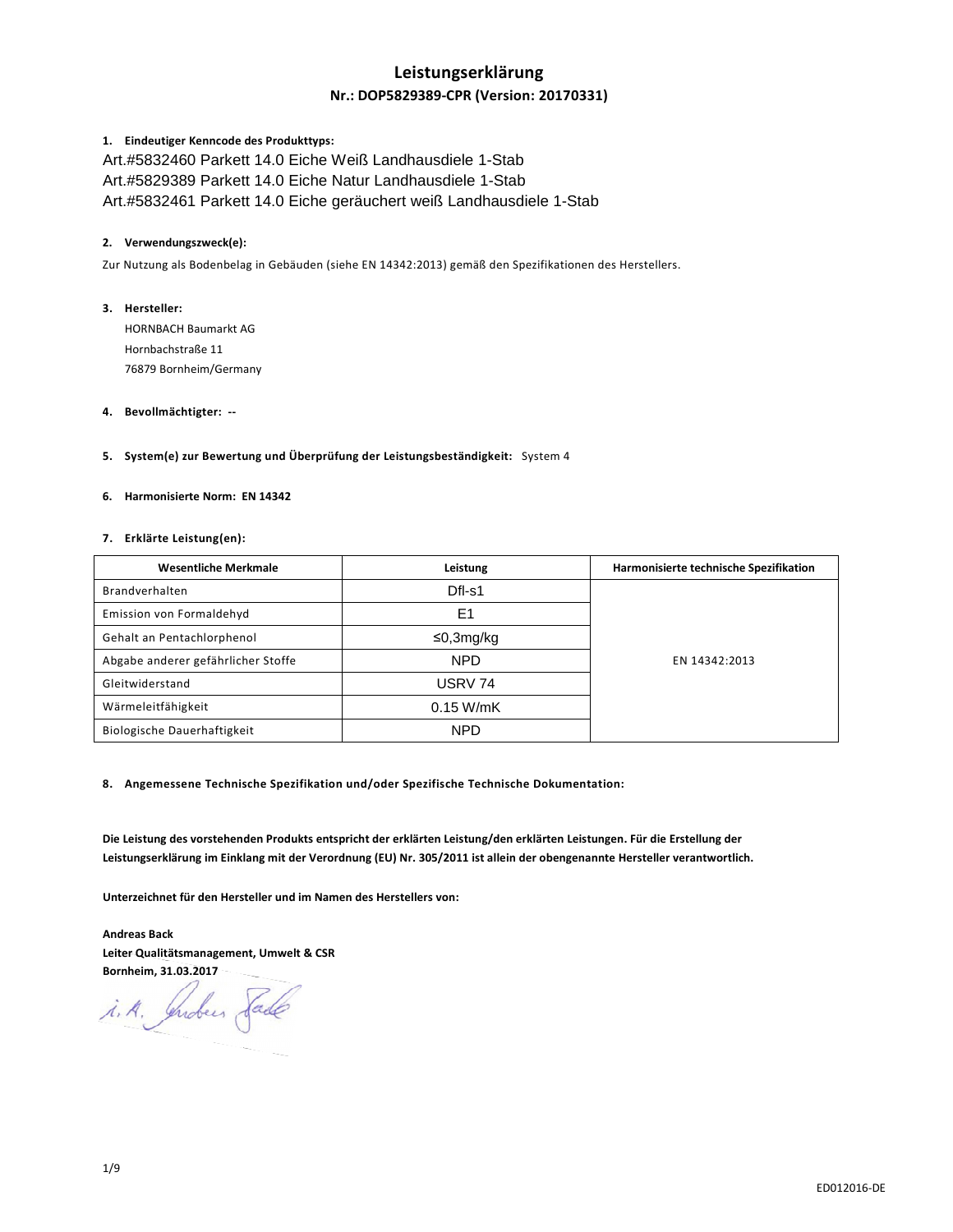# Leistungserklärung

## Nr.: DOP5829389-CPR (Version: 20170331)

1. **Eindeutiger Kenncode des Produkttyps:**

Art.#5832460 Parkett 14.0 Eiche Weiß Landhausdiele 1-Stab
Art.#5829389 Parkett 14.0 Eiche Natur Landhausdiele 1-Stab
Art.#5832461 Parkett 14.0 Eiche geräuchert weiß Landhausdiele 1-Stab

2. **Verwendungszweck(e):**

Zur Nutzung als Bodenbelag in Gebäuden (siehe EN 14342:2013) gemäß den Spezifikationen des Herstellers.

3. **Hersteller:**

HORNBACH Baumarkt AG
Hornbachstraße 11
76879 Bornheim/Germany

4. **Bevollmächtigter:** --

5. **System(e) zur Bewertung und Überprüfung der Leistungsbeständigkeit:** System 4

6. **Harmonisierte Norm: EN 14342**

7. **Erklärte Leistung(en):**

| Wesentliche Merkmale | Leistung | Harmonisierte technische Spezifikation |
|---|---|---|
| Brandverhalten | Dfl-s1 | EN 14342:2013 |
| Emission von Formaldehyd | E1 | |
| Gehalt an Pentachlorphenol | ≤0,3mg/kg | |
| Abgabe anderer gefährlicher Stoffe | NPD | |
| Gleitwiderstand | USRV 74 | |
| Wärmeleitfähigkeit | 0.15 W/mK | |
| Biologische Dauerhaftigkeit | NPD | |

8. **Angemessene Technische Spezifikation und/oder Spezifische Technische Dokumentation:**

**Die Leistung des vorstehenden Produkts entspricht der erklärten Leistung/den erklärten Leistungen. Für die Erstellung der Leistungserklärung im Einklang mit der Verordnung (EU) Nr. 305/2011 ist allein der obengenannte Hersteller verantwortlich.**

**Unterzeichnet für den Hersteller und im Namen des Herstellers von:**

**Andreas Back**
**Leiter Qualitätsmanagement, Umwelt & CSR**
**Bornheim, 31.03.2017**

i. A. Andreas Back

ED012016-DE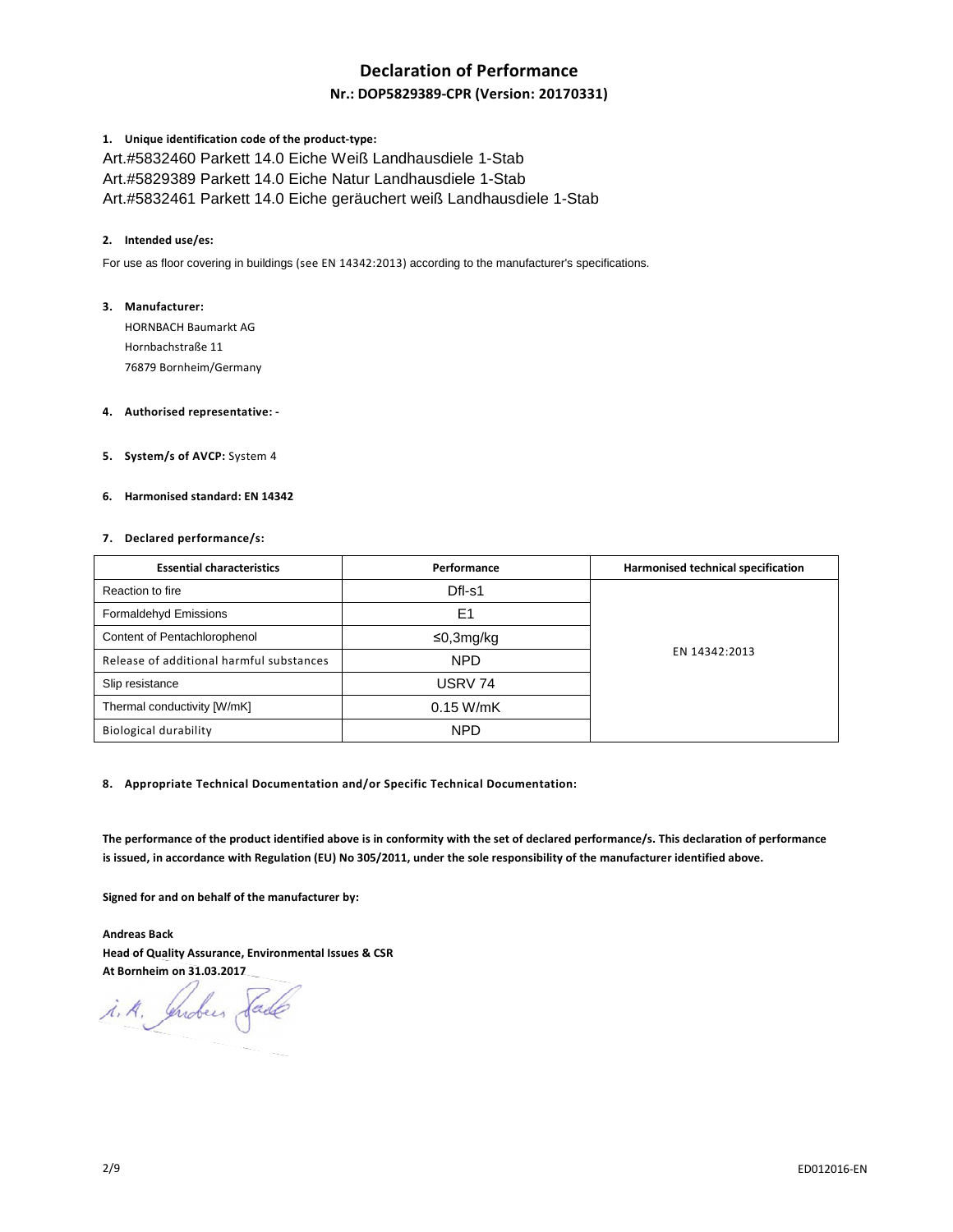# Declaration of Performance

## Nr.: DOP5829389-CPR (Version: 20170331)

**1. Unique identification code of the product-type:**

Art.#5832460 Parkett 14.0 Eiche Weiß Landhausdiele 1-Stab
Art.#5829389 Parkett 14.0 Eiche Natur Landhausdiele 1-Stab
Art.#5832461 Parkett 14.0 Eiche geräuchert weiß Landhausdiele 1-Stab

**2. Intended use/es:**

For use as floor covering in buildings (see EN 14342:2013) according to the manufacturer's specifications.

**3. Manufacturer:**

HORNBACH Baumarkt AG
Hornbachstraße 11
76879 Bornheim/Germany

**4. Authorised representative: -**

**5. System/s of AVCP:** System 4

**6. Harmonised standard: EN 14342**

**7. Declared performance/s:**

| Essential characteristics | Performance | Harmonised technical specification |
|---|---|---|
| Reaction to fire | Dfl-s1 | EN 14342:2013 |
| Formaldehyd Emissions | E1 | |
| Content of Pentachlorophenol | ≤0,3mg/kg | |
| Release of additional harmful substances | NPD | |
| Slip resistance | USRV 74 | |
| Thermal conductivity [W/mK] | 0.15 W/mK | |
| Biological durability | NPD | |

**8. Appropriate Technical Documentation and/or Specific Technical Documentation:**

**The performance of the product identified above is in conformity with the set of declared performance/s. This declaration of performance is issued, in accordance with Regulation (EU) No 305/2011, under the sole responsibility of the manufacturer identified above.**

**Signed for and on behalf of the manufacturer by:**

**Andreas Back**
**Head of Quality Assurance, Environmental Issues & CSR**
**At Bornheim on 31.03.2017**

i. A. Andreas Back

ED012016-EN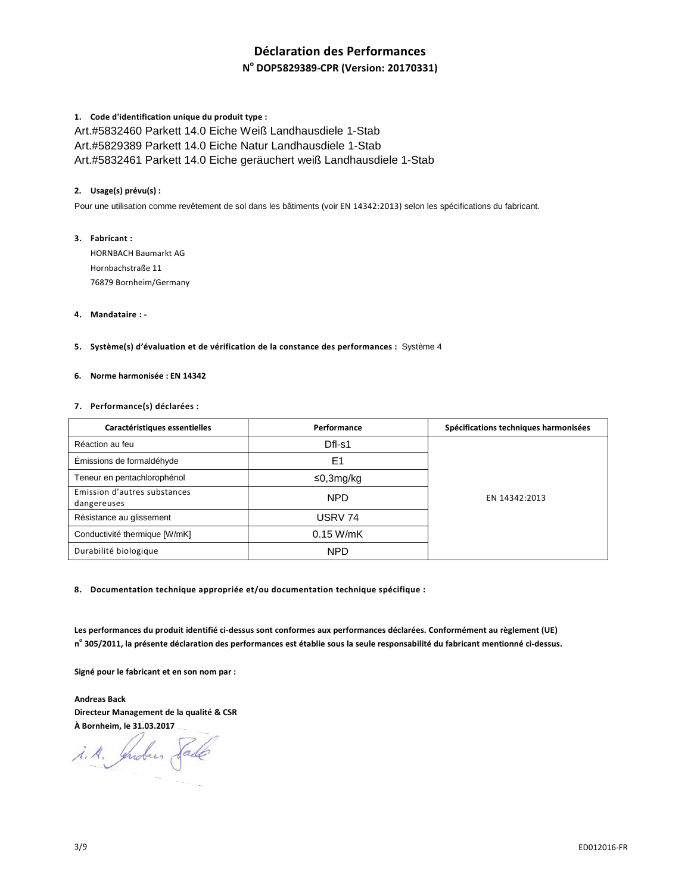# Déclaration des Performances

## N° DOP5829389-CPR (Version: 20170331)

**1. Code d'identification unique du produit type :**

Art.#5832460 Parkett 14.0 Eiche Weiß Landhausdiele 1-Stab
Art.#5829389 Parkett 14.0 Eiche Natur Landhausdiele 1-Stab
Art.#5832461 Parkett 14.0 Eiche geräuchert weiß Landhausdiele 1-Stab

**2. Usage(s) prévu(s) :**

Pour une utilisation comme revêtement de sol dans les bâtiments (voir EN 14342:2013) selon les spécifications du fabricant.

**3. Fabricant :**

HORNBACH Baumarkt AG
Hornbachstraße 11
76879 Bornheim/Germany

**4. Mandataire : -**

**5. Système(s) d'évaluation et de vérification de la constance des performances :** Système 4

**6. Norme harmonisée : EN 14342**

**7. Performance(s) déclarées :**

| Caractéristiques essentielles | Performance | Spécifications techniques harmonisées |
|---|---|---|
| Réaction au feu | Dfl-s1 | EN 14342:2013 |
| Émissions de formaldéhyde | E1 | |
| Teneur en pentachlorophénol | ≤0,3mg/kg | |
| Emission d'autres substances dangereuses | NPD | |
| Résistance au glissement | USRV 74 | |
| Conductivité thermique [W/mK] | 0.15 W/mK | |
| Durabilité biologique | NPD | |

**8. Documentation technique appropriée et/ou documentation technique spécifique :**

**Les performances du produit identifié ci-dessus sont conformes aux performances déclarées. Conformément au règlement (UE) n° 305/2011, la présente déclaration des performances est établie sous la seule responsabilité du fabricant mentionné ci-dessus.**

**Signé pour le fabricant et en son nom par :**

**Andreas Back**
**Directeur Management de la qualité & CSR**
**À Bornheim, le 31.03.2017**

i. A. Andreas Back

ED012016-FR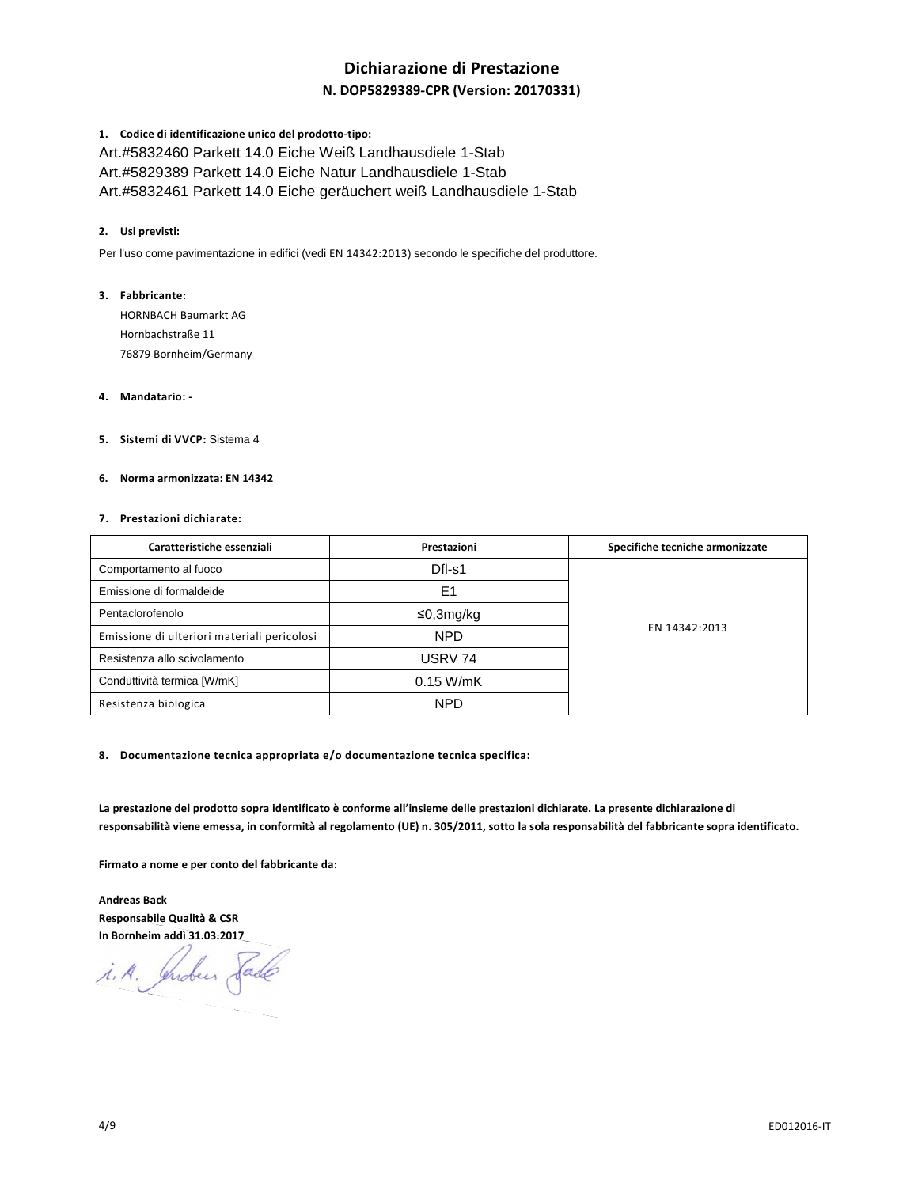# Dichiarazione di Prestazione

## N. DOP5829389-CPR (Version: 20170331)

**1. Codice di identificazione unico del prodotto-tipo:**

Art.#5832460 Parkett 14.0 Eiche Weiß Landhausdiele 1-Stab
Art.#5829389 Parkett 14.0 Eiche Natur Landhausdiele 1-Stab
Art.#5832461 Parkett 14.0 Eiche geräuchert weiß Landhausdiele 1-Stab

**2. Usi previsti:**

Per l'uso come pavimentazione in edifici (vedi EN 14342:2013) secondo le specifiche del produttore.

**3. Fabbricante:**

HORNBACH Baumarkt AG
Hornbachstraße 11
76879 Bornheim/Germany

**4. Mandatario: -**

**5. Sistemi di VVCP:** Sistema 4

**6. Norma armonizzata: EN 14342**

**7. Prestazioni dichiarate:**

| Caratteristiche essenziali | Prestazioni | Specifiche tecniche armonizzate |
|---|---|---|
| Comportamento al fuoco | Dfl-s1 | EN 14342:2013 |
| Emissione di formaldeide | E1 | |
| Pentaclorofenolo | ≤0,3mg/kg | |
| Emissione di ulteriori materiali pericolosi | NPD | |
| Resistenza allo scivolamento | USRV 74 | |
| Conduttività termica [W/mK] | 0.15 W/mK | |
| Resistenza biologica | NPD | |

**8. Documentazione tecnica appropriata e/o documentazione tecnica specifica:**

**La prestazione del prodotto sopra identificato è conforme all'insieme delle prestazioni dichiarate. La presente dichiarazione di responsabilità viene emessa, in conformità al regolamento (UE) n. 305/2011, sotto la sola responsabilità del fabbricante sopra identificato.**

**Firmato a nome e per conto del fabbricante da:**

**Andreas Back**
**Responsabile Qualità & CSR**
**In Bornheim addì 31.03.2017**

i. A. Andreas Back

ED012016-IT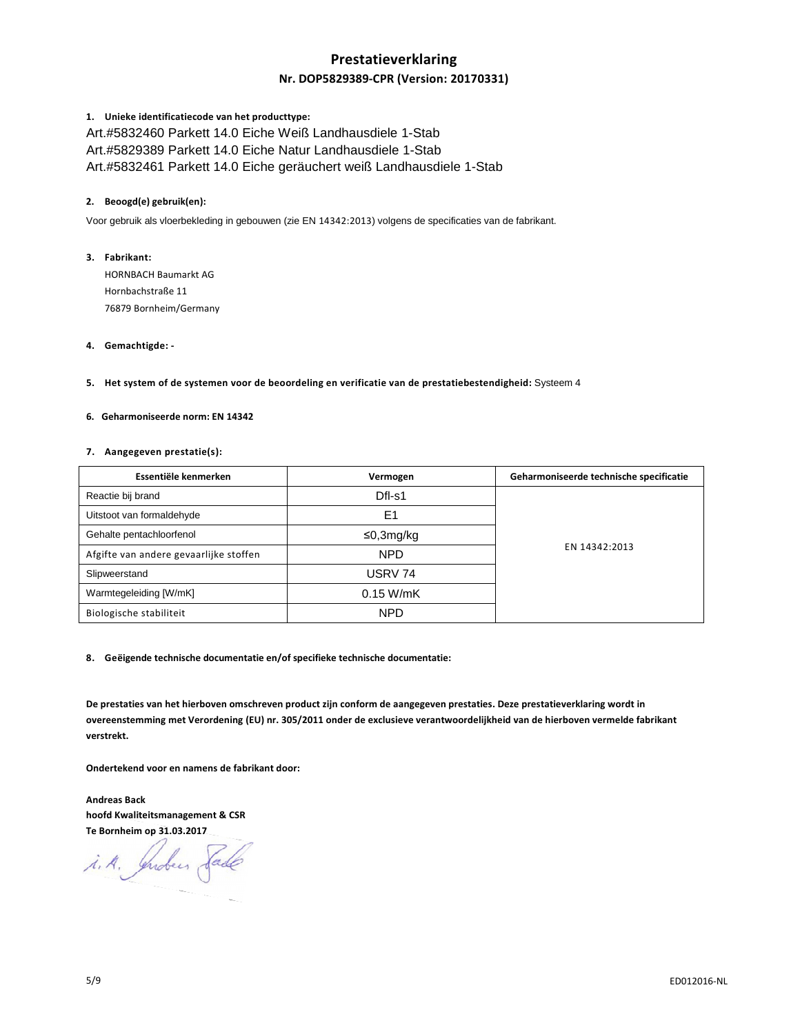# Prestatieverklaring

## Nr. DOP5829389-CPR (Version: 20170331)

**1. Unieke identificatiecode van het producttype:**

Art.#5832460 Parkett 14.0 Eiche Weiß Landhausdiele 1-Stab
Art.#5829389 Parkett 14.0 Eiche Natur Landhausdiele 1-Stab
Art.#5832461 Parkett 14.0 Eiche geräuchert weiß Landhausdiele 1-Stab

**2. Beoogd(e) gebruik(en):**

Voor gebruik als vloerbekleding in gebouwen (zie EN 14342:2013) volgens de specificaties van de fabrikant.

**3. Fabrikant:**

HORNBACH Baumarkt AG
Hornbachstraße 11
76879 Bornheim/Germany

**4. Gemachtigde: -**

**5. Het system of de systemen voor de beoordeling en verificatie van de prestatiebestendigheid:** Systeem 4

**6. Geharmoniseerde norm: EN 14342**

**7. Aangegeven prestatie(s):**

| Essentiële kenmerken | Vermogen | Geharmoniseerde technische specificatie |
|---|---|---|
| Reactie bij brand | Dfl-s1 | EN 14342:2013 |
| Uitstoot van formaldehyde | E1 | |
| Gehalte pentachloorfenol | ≤0,3mg/kg | |
| Afgifte van andere gevaarlijke stoffen | NPD | |
| Slipweerstand | USRV 74 | |
| Warmtegeleiding [W/mK] | 0.15 W/mK | |
| Biologische stabiliteit | NPD | |

**8. Geëigende technische documentatie en/of specifieke technische documentatie:**

**De prestaties van het hierboven omschreven product zijn conform de aangegeven prestaties. Deze prestatieverklaring wordt in overeenstemming met Verordening (EU) nr. 305/2011 onder de exclusieve verantwoordelijkheid van de hierboven vermelde fabrikant verstrekt.**

**Ondertekend voor en namens de fabrikant door:**

**Andreas Back**
**hoofd Kwaliteitsmanagement & CSR**
**Te Bornheim op 31.03.2017**

i. A. Andreas Back

ED012016-NL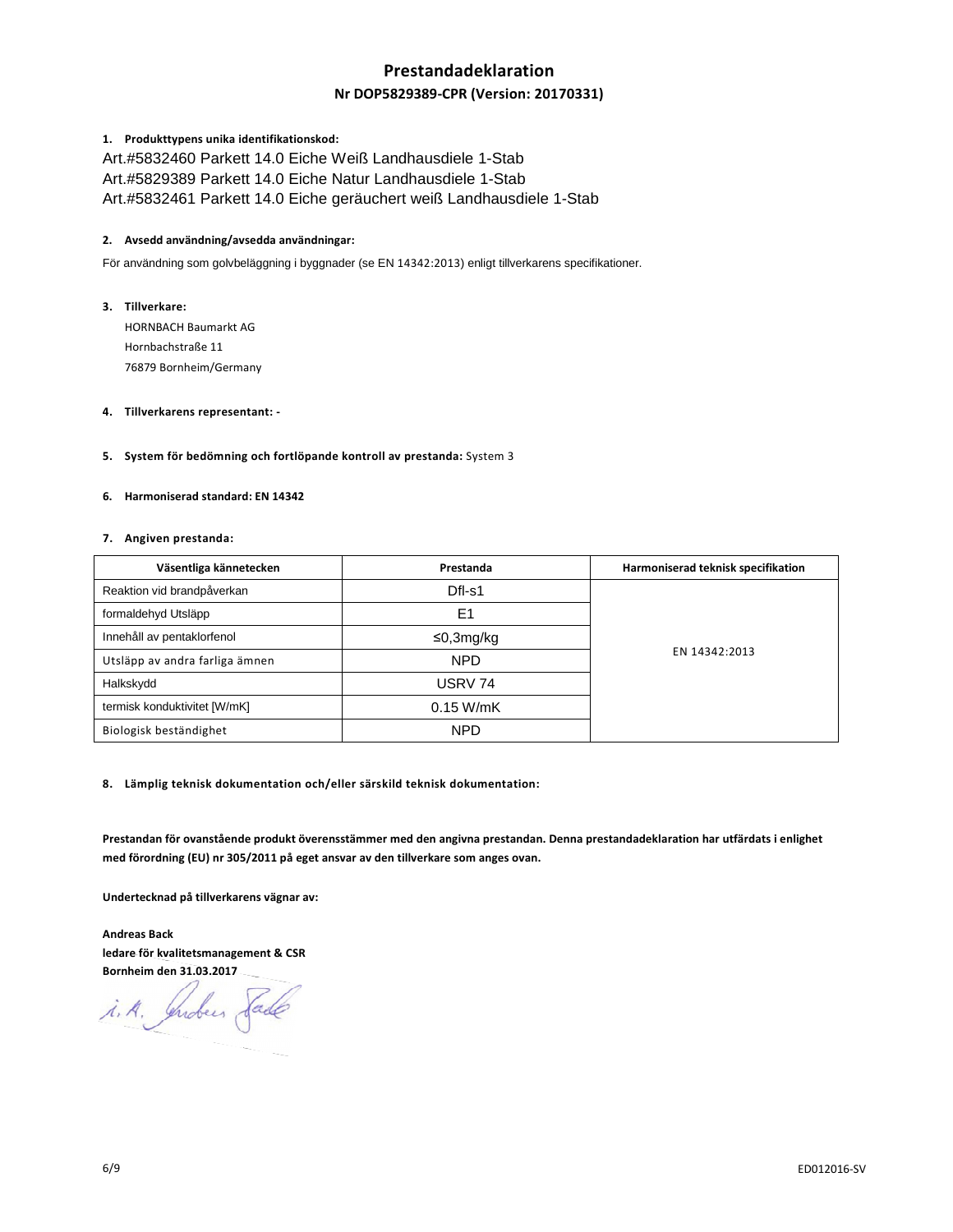# Prestandadeklaration

## Nr DOP5829389-CPR (Version: 20170331)

**1. Produkttypens unika identifikationskod:**

Art.#5832460 Parkett 14.0 Eiche Weiß Landhausdiele 1-Stab
Art.#5829389 Parkett 14.0 Eiche Natur Landhausdiele 1-Stab
Art.#5832461 Parkett 14.0 Eiche geräuchert weiß Landhausdiele 1-Stab

**2. Avsedd användning/avsedda användningar:**

För användning som golvbeläggning i byggnader (se EN 14342:2013) enligt tillverkarens specifikationer.

**3. Tillverkare:**

HORNBACH Baumarkt AG
Hornbachstraße 11
76879 Bornheim/Germany

**4. Tillverkarens representant: -**

**5. System för bedömning och fortlöpande kontroll av prestanda:** System 3

**6. Harmoniserad standard: EN 14342**

**7. Angiven prestanda:**

| Väsentliga kännetecken | Prestanda | Harmoniserad teknisk specifikation |
|---|---|---|
| Reaktion vid brandpåverkan | Dfl-s1 | EN 14342:2013 |
| formaldehyd Utsläpp | E1 | |
| Innehåll av pentaklorfenol | ≤0,3mg/kg | |
| Utsläpp av andra farliga ämnen | NPD | |
| Halkskydd | USRV 74 | |
| termisk konduktivitet [W/mK] | 0.15 W/mK | |
| Biologisk beständighet | NPD | |

**8. Lämplig teknisk dokumentation och/eller särskild teknisk dokumentation:**

**Prestandan för ovanstående produkt överensstämmer med den angivna prestandan. Denna prestandadeklaration har utfärdats i enlighet med förordning (EU) nr 305/2011 på eget ansvar av den tillverkare som anges ovan.**

**Undertecknad på tillverkarens vägnar av:**

**Andreas Back**
**ledare för kvalitetsmanagement & CSR**
**Bornheim den 31.03.2017**

i. A. Andreas Back

ED012016-SV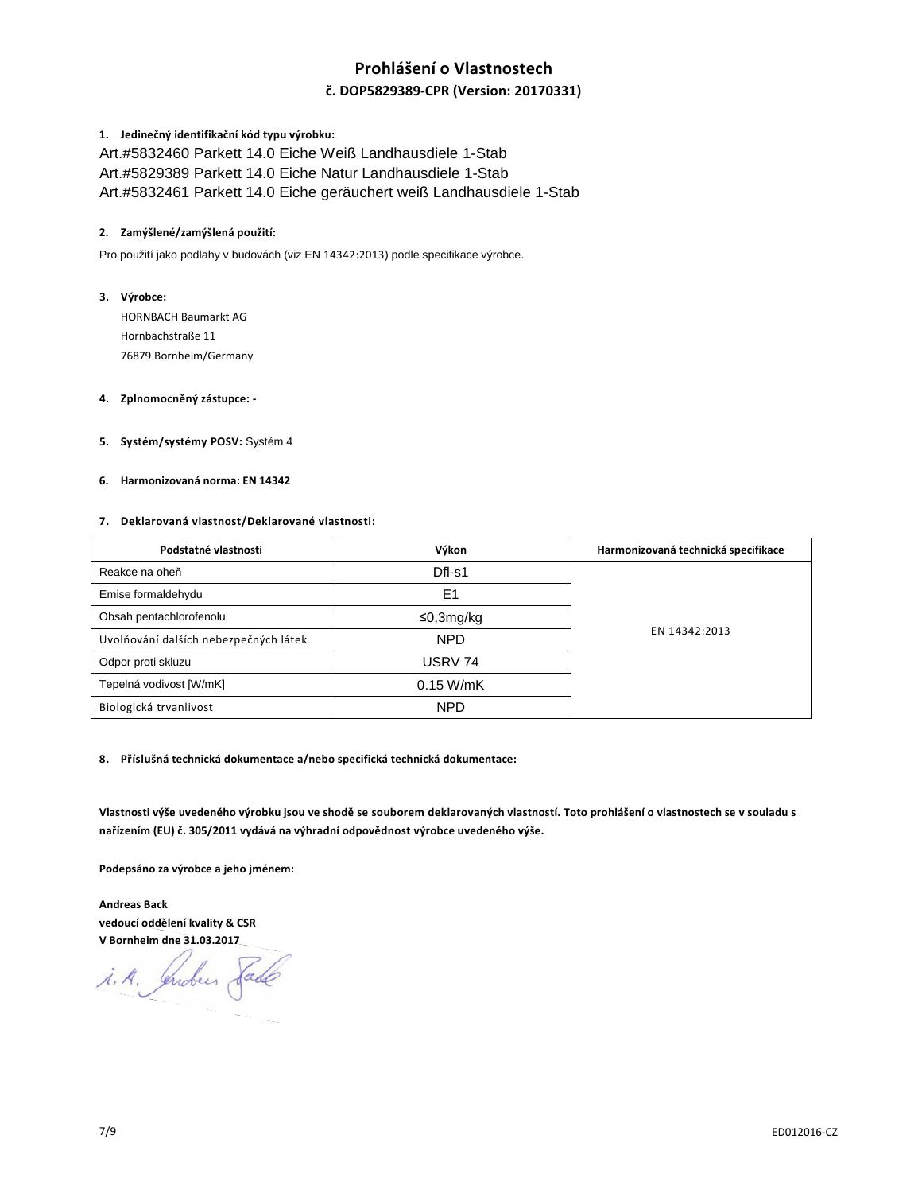# Prohlášení o Vlastnostech

## č. DOP5829389-CPR (Version: 20170331)

**1. Jedinečný identifikační kód typu výrobku:**

Art.#5832460 Parkett 14.0 Eiche Weiß Landhausdiele 1-Stab
Art.#5829389 Parkett 14.0 Eiche Natur Landhausdiele 1-Stab
Art.#5832461 Parkett 14.0 Eiche geräuchert weiß Landhausdiele 1-Stab

**2. Zamýšlené/zamýšlená použití:**

Pro použití jako podlahy v budovách (viz EN 14342:2013) podle specifikace výrobce.

**3. Výrobce:**

HORNBACH Baumarkt AG
Hornbachstraße 11
76879 Bornheim/Germany

**4. Zplnomocněný zástupce:** -

**5. Systém/systémy POSV:** Systém 4

**6. Harmonizovaná norma: EN 14342**

**7. Deklarovaná vlastnost/Deklarované vlastnosti:**

| Podstatné vlastnosti | Výkon | Harmonizovaná technická specifikace |
|---|---|---|
| Reakce na oheň | Dfl-s1 | EN 14342:2013 |
| Emise formaldehydu | E1 | |
| Obsah pentachlorofenolu | ≤0,3mg/kg | |
| Uvolňování dalších nebezpečných látek | NPD | |
| Odpor proti skluzu | USRV 74 | |
| Tepelná vodivost [W/mK] | 0.15 W/mK | |
| Biologická trvanlivost | NPD | |

**8. Příslušná technická dokumentace a/nebo specifická technická dokumentace:**

**Vlastnosti výše uvedeného výrobku jsou ve shodě se souborem deklarovaných vlastností. Toto prohlášení o vlastnostech se v souladu s nařízením (EU) č. 305/2011 vydává na výhradní odpovědnost výrobce uvedeného výše.**

**Podepsáno za výrobce a jeho jménem:**

**Andreas Back**
**vedoucí oddělení kvality & CSR**
**V Bornheim dne 31.03.2017**

i. A. Andreas Back

ED012016-CZ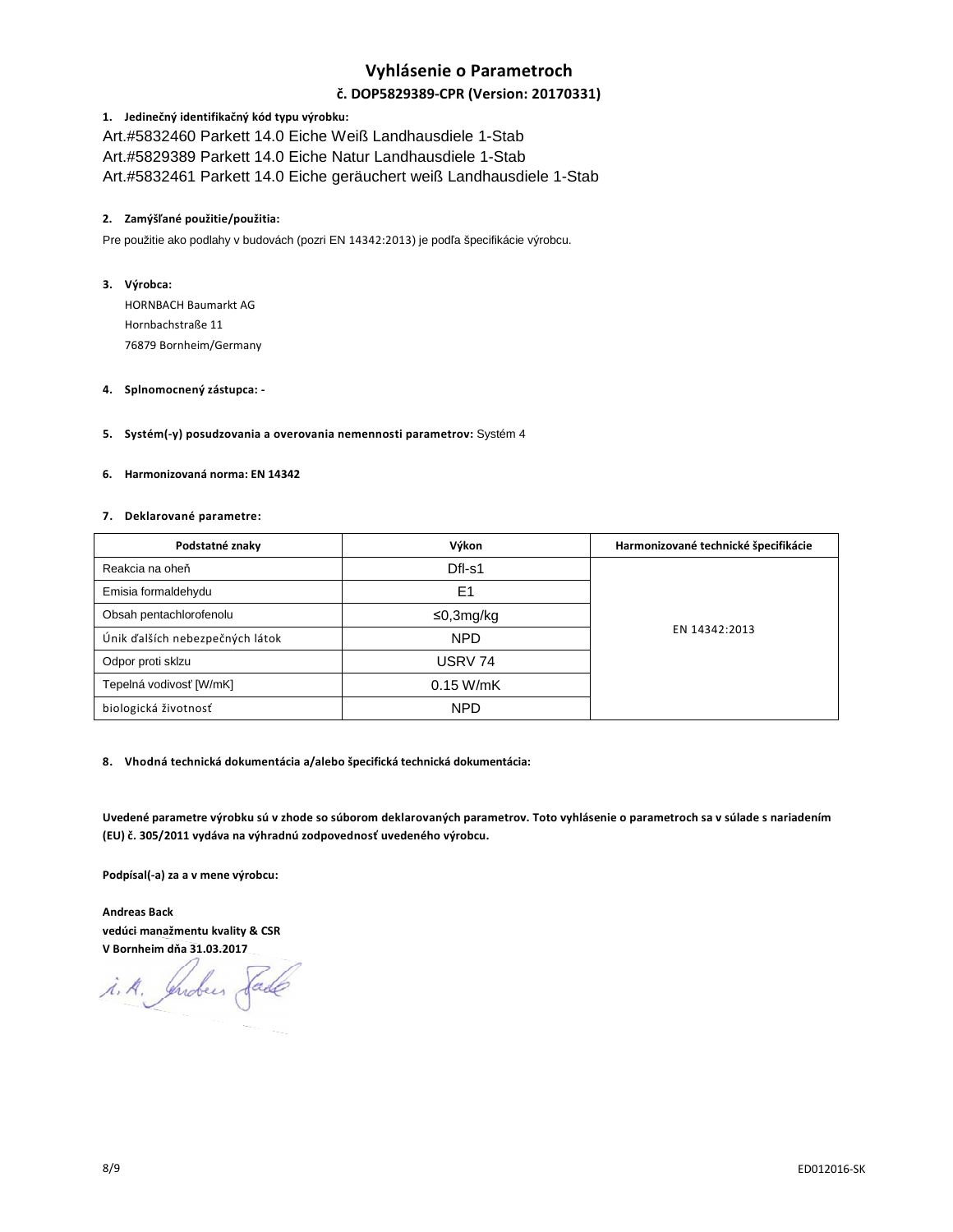# Vyhlásenie o Parametroch

## č. DOP5829389-CPR (Version: 20170331)

**1. Jedinečný identifikačný kód typu výrobku:**

Art.#5832460 Parkett 14.0 Eiche Weiß Landhausdiele 1-Stab
Art.#5829389 Parkett 14.0 Eiche Natur Landhausdiele 1-Stab
Art.#5832461 Parkett 14.0 Eiche geräuchert weiß Landhausdiele 1-Stab

**2. Zamýšľané použitie/použitia:**

Pre použitie ako podlahy v budovách (pozri EN 14342:2013) je podľa špecifikácie výrobcu.

**3. Výrobca:**

HORNBACH Baumarkt AG
Hornbachstraße 11
76879 Bornheim/Germany

**4. Splnomocnený zástupca: -**

**5. Systém(-y) posudzovania a overovania nemennosti parametrov:** Systém 4

**6. Harmonizovaná norma: EN 14342**

**7. Deklarované parametre:**

| Podstatné znaky | Výkon | Harmonizované technické špecifikácie |
|---|---|---|
| Reakcia na oheň | Dfl-s1 | EN 14342:2013 |
| Emisia formaldehydu | E1 | |
| Obsah pentachlorofenolu | ≤0,3mg/kg | |
| Únik ďalších nebezpečných látok | NPD | |
| Odpor proti sklzu | USRV 74 | |
| Tepelná vodivosť [W/mK] | 0.15 W/mK | |
| biologická životnosť | NPD | |

**8. Vhodná technická dokumentácia a/alebo špecifická technická dokumentácia:**

**Uvedené parametre výrobku sú v zhode so súborom deklarovaných parametrov. Toto vyhlásenie o parametroch sa v súlade s nariadením (EU) č. 305/2011 vydáva na výhradnú zodpovednosť uvedeného výrobcu.**

**Podpísal(-a) za a v mene výrobcu:**

**Andreas Back**
**vedúci manažmentu kvality & CSR**
**V Bornheim dňa 31.03.2017**

i. A. Andreas Back

ED012016-SK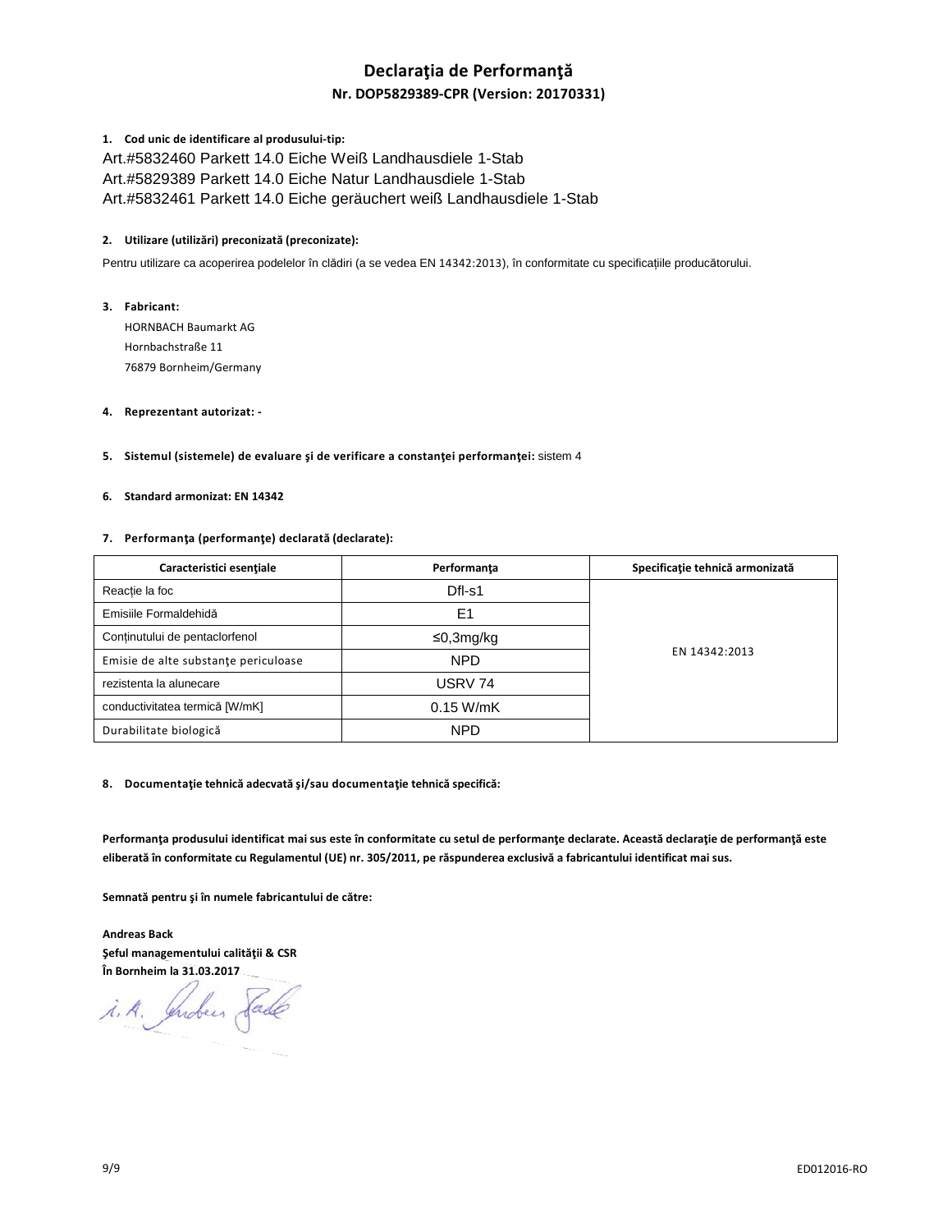# Declaraţia de Performanţă

## Nr. DOP5829389-CPR (Version: 20170331)

**1. Cod unic de identificare al produsului-tip:**

Art.#5832460 Parkett 14.0 Eiche Weiß Landhausdiele 1-Stab
Art.#5829389 Parkett 14.0 Eiche Natur Landhausdiele 1-Stab
Art.#5832461 Parkett 14.0 Eiche geräuchert weiß Landhausdiele 1-Stab

**2. Utilizare (utilizări) preconizată (preconizate):**

Pentru utilizare ca acoperirea podelelor în clădiri (a se vedea EN 14342:2013), în conformitate cu specificațiile producătorului.

**3. Fabricant:**

HORNBACH Baumarkt AG
Hornbachstraße 11
76879 Bornheim/Germany

**4. Reprezentant autorizat: -**

**5. Sistemul (sistemele) de evaluare şi de verificare a constanţei performanţei:** sistem 4

**6. Standard armonizat: EN 14342**

**7. Performanţa (performanţe) declarată (declarate):**

| Caracteristici esenţiale | Performanţa | Specificaţie tehnică armonizată |
|---|---|---|
| Reacție la foc | Dfl-s1 | EN 14342:2013 |
| Emisiile Formaldehidă | E1 | |
| Conținutului de pentaclorfenol | ≤0,3mg/kg | |
| Emisie de alte substanţe periculoase | NPD | |
| rezistenta la alunecare | USRV 74 | |
| conductivitatea termică [W/mK] | 0.15 W/mK | |
| Durabilitate biologică | NPD | |

**8. Documentaţie tehnică adecvată şi/sau documentaţie tehnică specifică:**

**Performanţa produsului identificat mai sus este în conformitate cu setul de performanţe declarate. Această declaraţie de performanţă este eliberată în conformitate cu Regulamentul (UE) nr. 305/2011, pe răspunderea exclusivă a fabricantului identificat mai sus.**

**Semnată pentru şi în numele fabricantului de către:**

**Andreas Back**
**Şeful managementului calităţii & CSR**
**În Bornheim la 31.03.2017**

i. A. Andreas Back

ED012016-RO